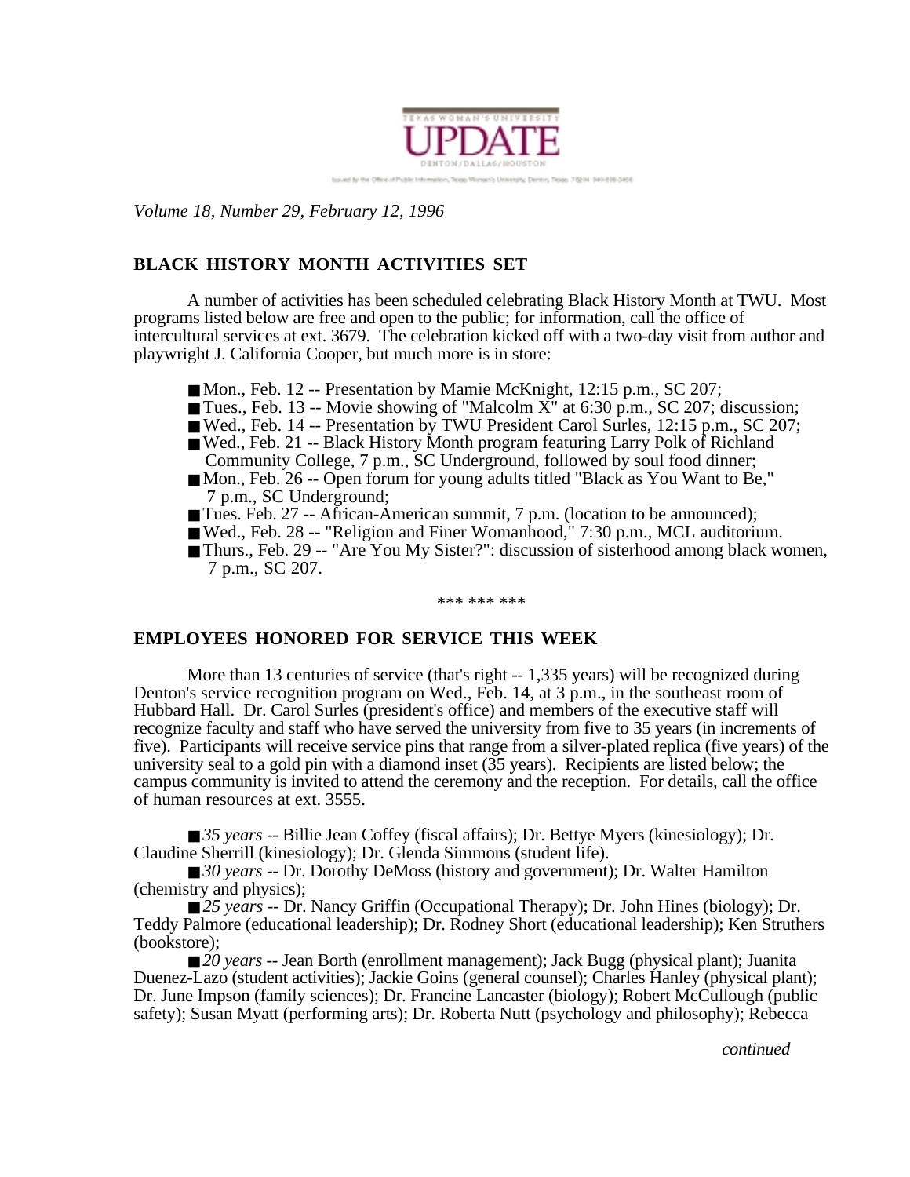TEXAS WOMAN'S UNIVERSITY

# UPDATE

DENTON/DALLAS/HOUSTON

Issued by the Office of Public Information, Texas Woman's University, Denton, Texas 76204 940-898-3456

*Volume 18, Number 29, February 12, 1996*

## BLACK HISTORY MONTH ACTIVITIES SET

A number of activities has been scheduled celebrating Black History Month at TWU. Most programs listed below are free and open to the public; for information, call the office of intercultural services at ext. 3679. The celebration kicked off with a two-day visit from author and playwright J. California Cooper, but much more is in store:

- Mon., Feb. 12 -- Presentation by Mamie McKnight, 12:15 p.m., SC 207;
- Tues., Feb. 13 -- Movie showing of "Malcolm X" at 6:30 p.m., SC 207; discussion;
- Wed., Feb. 14 -- Presentation by TWU President Carol Surles, 12:15 p.m., SC 207;
- Wed., Feb. 21 -- Black History Month program featuring Larry Polk of Richland Community College, 7 p.m., SC Underground, followed by soul food dinner;
- Mon., Feb. 26 -- Open forum for young adults titled "Black as You Want to Be," 7 p.m., SC Underground;
- Tues. Feb. 27 -- African-American summit, 7 p.m. (location to be announced);
- Wed., Feb. 28 -- "Religion and Finer Womanhood," 7:30 p.m., MCL auditorium.
- Thurs., Feb. 29 -- "Are You My Sister?": discussion of sisterhood among black women, 7 p.m., SC 207.

*** *** ***

## EMPLOYEES HONORED FOR SERVICE THIS WEEK

More than 13 centuries of service (that's right -- 1,335 years) will be recognized during Denton's service recognition program on Wed., Feb. 14, at 3 p.m., in the southeast room of Hubbard Hall. Dr. Carol Surles (president's office) and members of the executive staff will recognize faculty and staff who have served the university from five to 35 years (in increments of five). Participants will receive service pins that range from a silver-plated replica (five years) of the university seal to a gold pin with a diamond inset (35 years). Recipients are listed below; the campus community is invited to attend the ceremony and the reception. For details, call the office of human resources at ext. 3555.

- *35 years* -- Billie Jean Coffey (fiscal affairs); Dr. Bettye Myers (kinesiology); Dr. Claudine Sherrill (kinesiology); Dr. Glenda Simmons (student life).
- *30 years* -- Dr. Dorothy DeMoss (history and government); Dr. Walter Hamilton (chemistry and physics);
- *25 years* -- Dr. Nancy Griffin (Occupational Therapy); Dr. John Hines (biology); Dr. Teddy Palmore (educational leadership); Dr. Rodney Short (educational leadership); Ken Struthers (bookstore);
- *20 years* -- Jean Borth (enrollment management); Jack Bugg (physical plant); Juanita Duenez-Lazo (student activities); Jackie Goins (general counsel); Charles Hanley (physical plant); Dr. June Impson (family sciences); Dr. Francine Lancaster (biology); Robert McCullough (public safety); Susan Myatt (performing arts); Dr. Roberta Nutt (psychology and philosophy); Rebecca

*continued*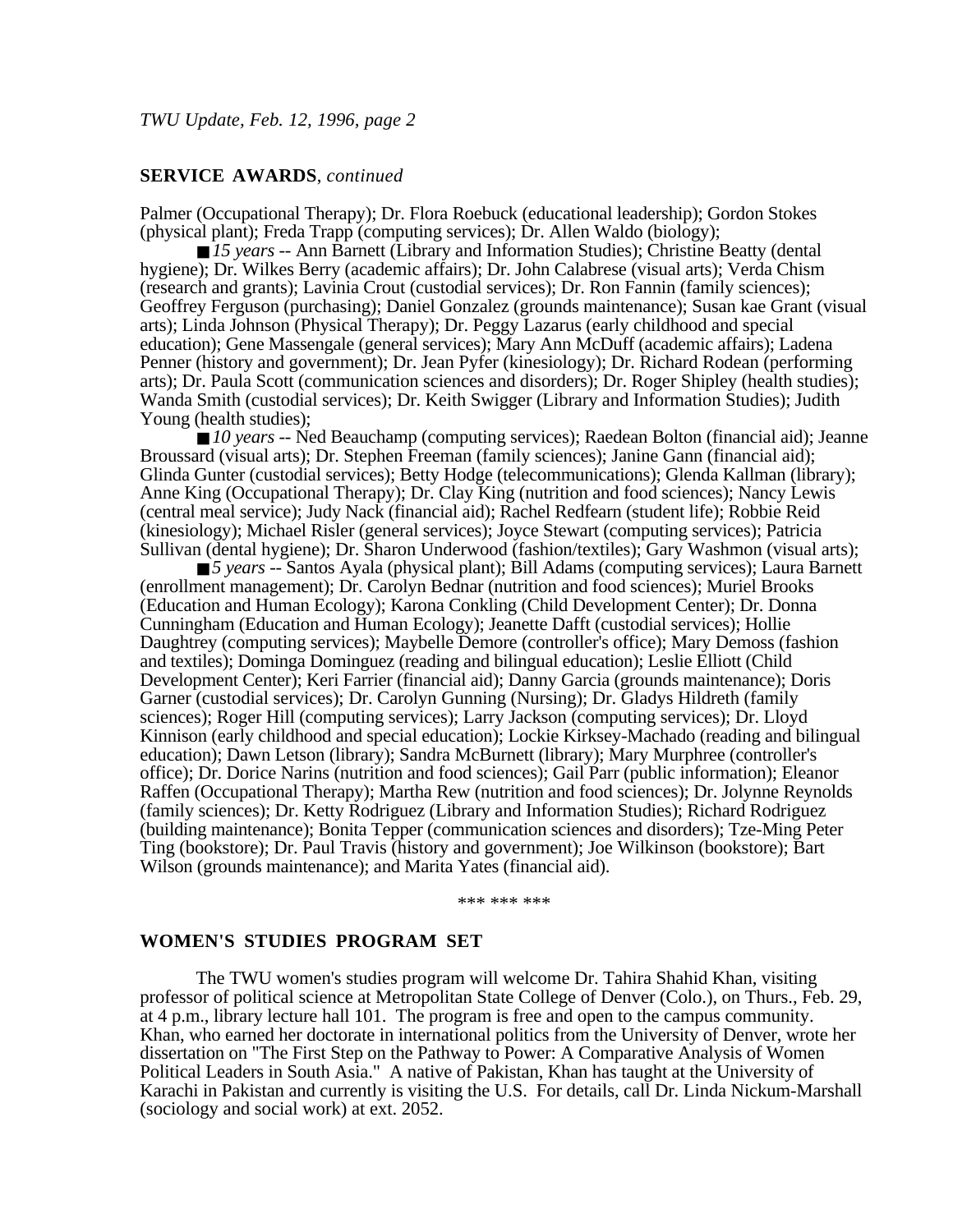## SERVICE AWARDS, *continued*

Palmer (Occupational Therapy); Dr. Flora Roebuck (educational leadership); Gordon Stokes (physical plant); Freda Trapp (computing services); Dr. Allen Waldo (biology);

■ *15 years* -- Ann Barnett (Library and Information Studies); Christine Beatty (dental hygiene); Dr. Wilkes Berry (academic affairs); Dr. John Calabrese (visual arts); Verda Chism (research and grants); Lavinia Crout (custodial services); Dr. Ron Fannin (family sciences); Geoffrey Ferguson (purchasing); Daniel Gonzalez (grounds maintenance); Susan kae Grant (visual arts); Linda Johnson (Physical Therapy); Dr. Peggy Lazarus (early childhood and special education); Gene Massengale (general services); Mary Ann McDuff (academic affairs); Ladena Penner (history and government); Dr. Jean Pyfer (kinesiology); Dr. Richard Rodean (performing arts); Dr. Paula Scott (communication sciences and disorders); Dr. Roger Shipley (health studies); Wanda Smith (custodial services); Dr. Keith Swigger (Library and Information Studies); Judith Young (health studies);

■ *10 years* -- Ned Beauchamp (computing services); Raedean Bolton (financial aid); Jeanne Broussard (visual arts); Dr. Stephen Freeman (family sciences); Janine Gann (financial aid); Glinda Gunter (custodial services); Betty Hodge (telecommunications); Glenda Kallman (library); Anne King (Occupational Therapy); Dr. Clay King (nutrition and food sciences); Nancy Lewis (central meal service); Judy Nack (financial aid); Rachel Redfearn (student life); Robbie Reid (kinesiology); Michael Risler (general services); Joyce Stewart (computing services); Patricia Sullivan (dental hygiene); Dr. Sharon Underwood (fashion/textiles); Gary Washmon (visual arts);

■ *5 years* -- Santos Ayala (physical plant); Bill Adams (computing services); Laura Barnett (enrollment management); Dr. Carolyn Bednar (nutrition and food sciences); Muriel Brooks (Education and Human Ecology); Karona Conkling (Child Development Center); Dr. Donna Cunningham (Education and Human Ecology); Jeanette Dafft (custodial services); Hollie Daughtrey (computing services); Maybelle Demore (controller's office); Mary Demoss (fashion and textiles); Dominga Dominguez (reading and bilingual education); Leslie Elliott (Child Development Center); Keri Farrier (financial aid); Danny Garcia (grounds maintenance); Doris Garner (custodial services); Dr. Carolyn Gunning (Nursing); Dr. Gladys Hildreth (family sciences); Roger Hill (computing services); Larry Jackson (computing services); Dr. Lloyd Kinnison (early childhood and special education); Lockie Kirksey-Machado (reading and bilingual education); Dawn Letson (library); Sandra McBurnett (library); Mary Murphree (controller's office); Dr. Dorice Narins (nutrition and food sciences); Gail Parr (public information); Eleanor Raffen (Occupational Therapy); Martha Rew (nutrition and food sciences); Dr. Jolynne Reynolds (family sciences); Dr. Ketty Rodriguez (Library and Information Studies); Richard Rodriguez (building maintenance); Bonita Tepper (communication sciences and disorders); Tze-Ming Peter Ting (bookstore); Dr. Paul Travis (history and government); Joe Wilkinson (bookstore); Bart Wilson (grounds maintenance); and Marita Yates (financial aid).

*** *** ***

## WOMEN'S STUDIES PROGRAM SET

The TWU women's studies program will welcome Dr. Tahira Shahid Khan, visiting professor of political science at Metropolitan State College of Denver (Colo.), on Thurs., Feb. 29, at 4 p.m., library lecture hall 101. The program is free and open to the campus community. Khan, who earned her doctorate in international politics from the University of Denver, wrote her dissertation on "The First Step on the Pathway to Power: A Comparative Analysis of Women Political Leaders in South Asia." A native of Pakistan, Khan has taught at the University of Karachi in Pakistan and currently is visiting the U.S. For details, call Dr. Linda Nickum-Marshall (sociology and social work) at ext. 2052.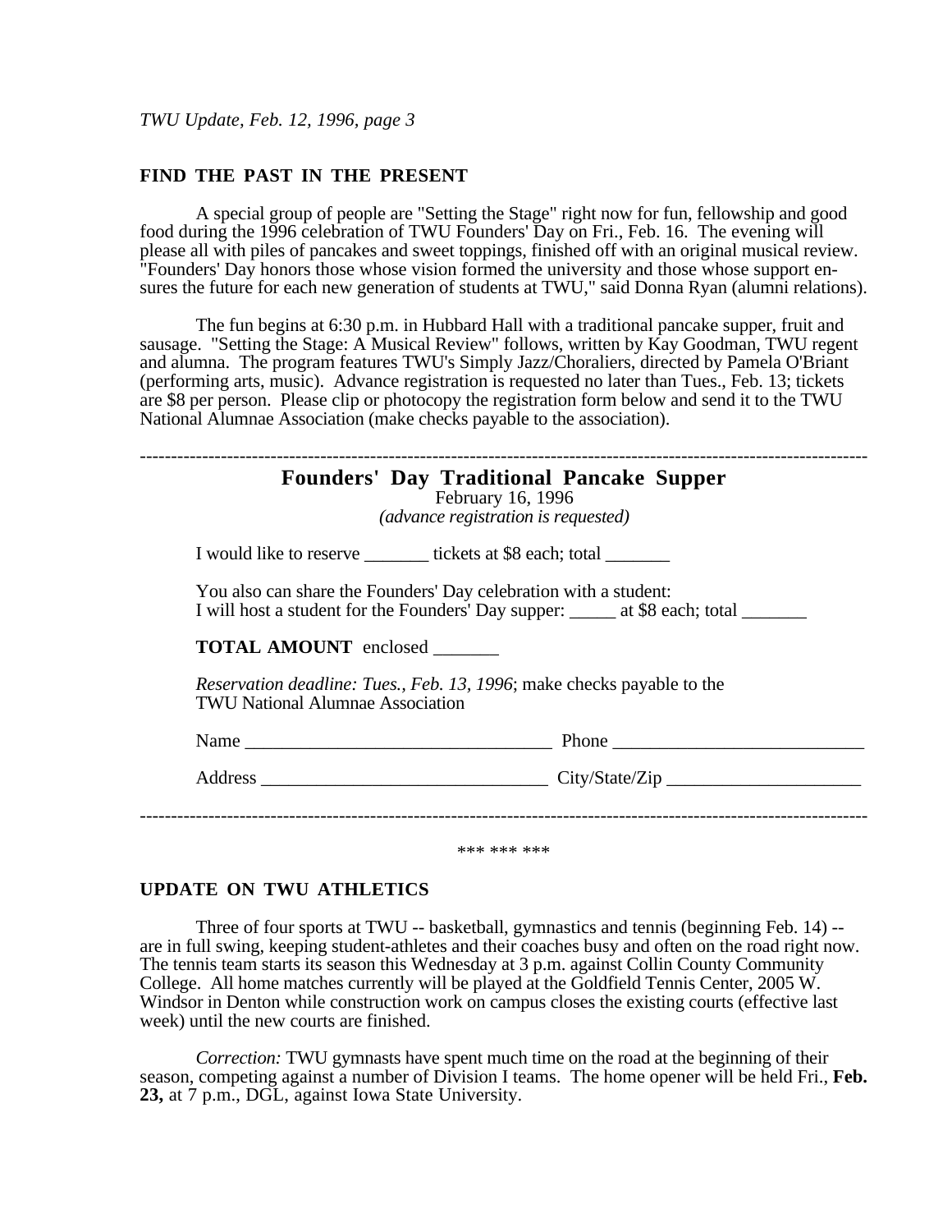## FIND THE PAST IN THE PRESENT

A special group of people are "Setting the Stage" right now for fun, fellowship and good food during the 1996 celebration of TWU Founders' Day on Fri., Feb. 16. The evening will please all with piles of pancakes and sweet toppings, finished off with an original musical review. "Founders' Day honors those whose vision formed the university and those whose support ensures the future for each new generation of students at TWU," said Donna Ryan (alumni relations).

The fun begins at 6:30 p.m. in Hubbard Hall with a traditional pancake supper, fruit and sausage. "Setting the Stage: A Musical Review" follows, written by Kay Goodman, TWU regent and alumna. The program features TWU's Simply Jazz/Choraliers, directed by Pamela O'Briant (performing arts, music). Advance registration is requested no later than Tues., Feb. 13; tickets are $8 per person. Please clip or photocopy the registration form below and send it to the TWU National Alumnae Association (make checks payable to the association).

---

### Founders' Day Traditional Pancake Supper

February 16, 1996

*(advance registration is requested)*

I would like to reserve _______ tickets at $8 each; total _______

You also can share the Founders' Day celebration with a student:
I will host a student for the Founders' Day supper: _____ at $8 each; total _______

**TOTAL AMOUNT** enclosed _______

*Reservation deadline: Tues., Feb. 13, 1996*; make checks payable to the TWU National Alumnae Association

Name _________________________________ Phone ___________________________

Address _______________________________ City/State/Zip _____________________

---

*** *** ***

## UPDATE ON TWU ATHLETICS

Three of four sports at TWU -- basketball, gymnastics and tennis (beginning Feb. 14) -- are in full swing, keeping student-athletes and their coaches busy and often on the road right now. The tennis team starts its season this Wednesday at 3 p.m. against Collin County Community College. All home matches currently will be played at the Goldfield Tennis Center, 2005 W. Windsor in Denton while construction work on campus closes the existing courts (effective last week) until the new courts are finished.

*Correction:* TWU gymnasts have spent much time on the road at the beginning of their season, competing against a number of Division I teams. The home opener will be held Fri., **Feb. 23,** at 7 p.m., DGL, against Iowa State University.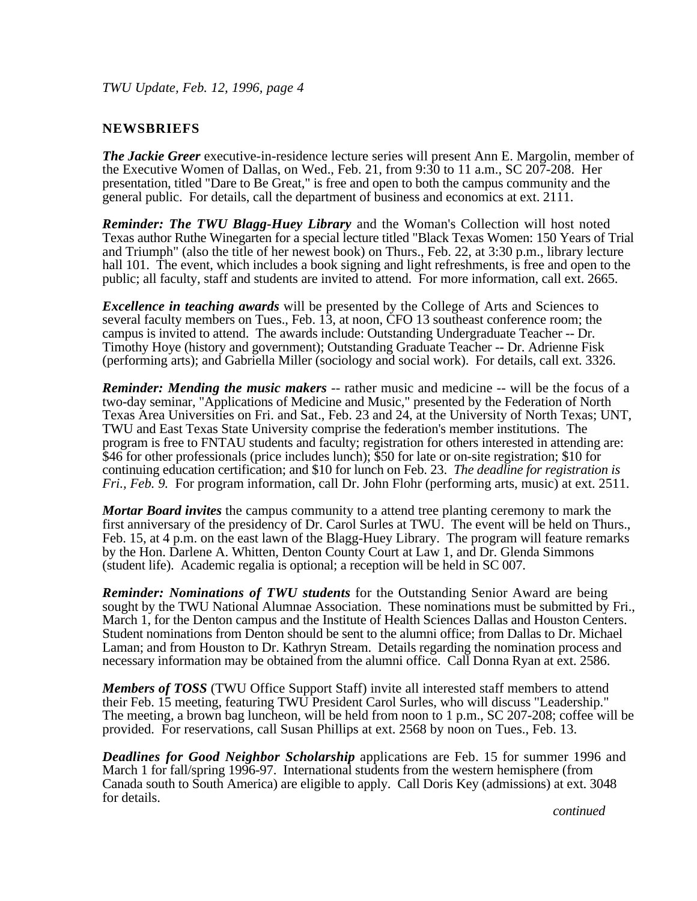## NEWSBRIEFS

***The Jackie Greer*** executive-in-residence lecture series will present Ann E. Margolin, member of the Executive Women of Dallas, on Wed., Feb. 21, from 9:30 to 11 a.m., SC 207-208. Her presentation, titled "Dare to Be Great," is free and open to both the campus community and the general public. For details, call the department of business and economics at ext. 2111.

***Reminder: The TWU Blagg-Huey Library*** and the Woman's Collection will host noted Texas author Ruthe Winegarten for a special lecture titled "Black Texas Women: 150 Years of Trial and Triumph" (also the title of her newest book) on Thurs., Feb. 22, at 3:30 p.m., library lecture hall 101. The event, which includes a book signing and light refreshments, is free and open to the public; all faculty, staff and students are invited to attend. For more information, call ext. 2665.

***Excellence in teaching awards*** will be presented by the College of Arts and Sciences to several faculty members on Tues., Feb. 13, at noon, CFO 13 southeast conference room; the campus is invited to attend. The awards include: Outstanding Undergraduate Teacher -- Dr. Timothy Hoye (history and government); Outstanding Graduate Teacher -- Dr. Adrienne Fisk (performing arts); and Gabriella Miller (sociology and social work). For details, call ext. 3326.

***Reminder: Mending the music makers*** -- rather music and medicine -- will be the focus of a two-day seminar, "Applications of Medicine and Music," presented by the Federation of North Texas Area Universities on Fri. and Sat., Feb. 23 and 24, at the University of North Texas; UNT, TWU and East Texas State University comprise the federation's member institutions. The program is free to FNTAU students and faculty; registration for others interested in attending are: $46 for other professionals (price includes lunch); $50 for late or on-site registration; $10 for continuing education certification; and $10 for lunch on Feb. 23. *The deadline for registration is Fri., Feb. 9.* For program information, call Dr. John Flohr (performing arts, music) at ext. 2511.

***Mortar Board invites*** the campus community to a attend tree planting ceremony to mark the first anniversary of the presidency of Dr. Carol Surles at TWU. The event will be held on Thurs., Feb. 15, at 4 p.m. on the east lawn of the Blagg-Huey Library. The program will feature remarks by the Hon. Darlene A. Whitten, Denton County Court at Law 1, and Dr. Glenda Simmons (student life). Academic regalia is optional; a reception will be held in SC 007.

***Reminder: Nominations of TWU students*** for the Outstanding Senior Award are being sought by the TWU National Alumnae Association. These nominations must be submitted by Fri., March 1, for the Denton campus and the Institute of Health Sciences Dallas and Houston Centers. Student nominations from Denton should be sent to the alumni office; from Dallas to Dr. Michael Laman; and from Houston to Dr. Kathryn Stream. Details regarding the nomination process and necessary information may be obtained from the alumni office. Call Donna Ryan at ext. 2586.

***Members of TOSS*** (TWU Office Support Staff) invite all interested staff members to attend their Feb. 15 meeting, featuring TWU President Carol Surles, who will discuss "Leadership." The meeting, a brown bag luncheon, will be held from noon to 1 p.m., SC 207-208; coffee will be provided. For reservations, call Susan Phillips at ext. 2568 by noon on Tues., Feb. 13.

***Deadlines for Good Neighbor Scholarship*** applications are Feb. 15 for summer 1996 and March 1 for fall/spring 1996-97. International students from the western hemisphere (from Canada south to South America) are eligible to apply. Call Doris Key (admissions) at ext. 3048 for details.

*continued*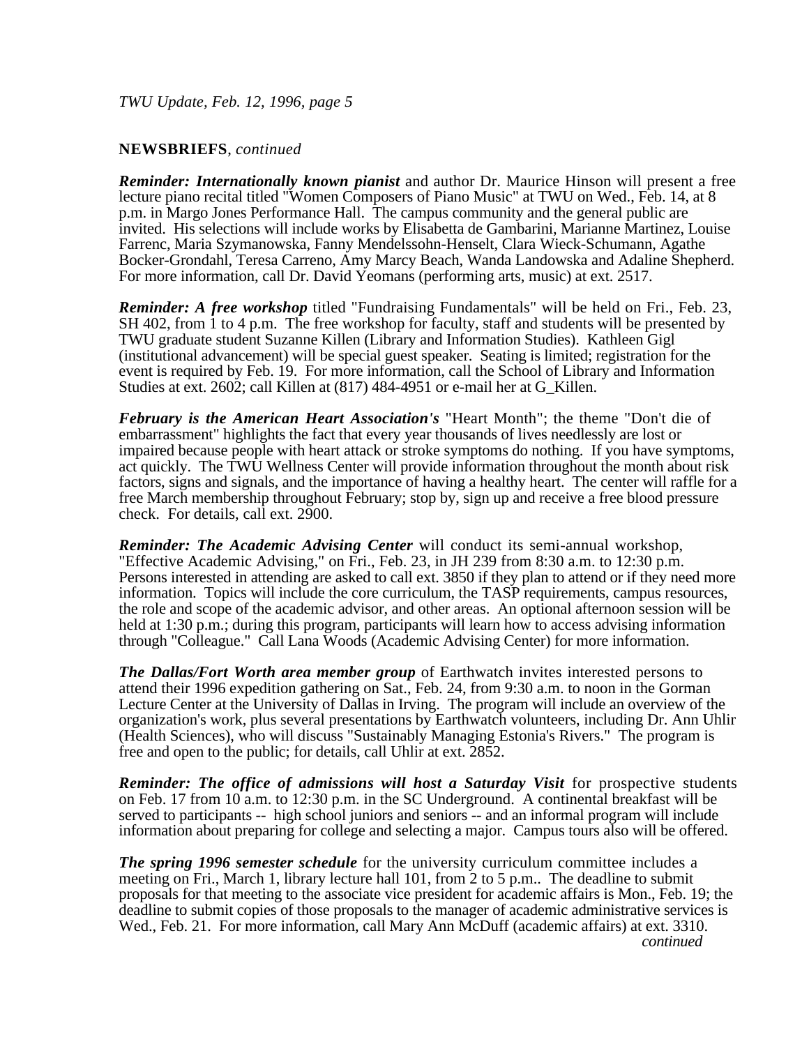**NEWSBRIEFS**, *continued*

***Reminder: Internationally known pianist*** and author Dr. Maurice Hinson will present a free lecture piano recital titled "Women Composers of Piano Music" at TWU on Wed., Feb. 14, at 8 p.m. in Margo Jones Performance Hall. The campus community and the general public are invited. His selections will include works by Elisabetta de Gambarini, Marianne Martinez, Louise Farrenc, Maria Szymanowska, Fanny Mendelssohn-Henselt, Clara Wieck-Schumann, Agathe Bocker-Grondahl, Teresa Carreno, Amy Marcy Beach, Wanda Landowska and Adaline Shepherd. For more information, call Dr. David Yeomans (performing arts, music) at ext. 2517.

***Reminder: A free workshop*** titled "Fundraising Fundamentals" will be held on Fri., Feb. 23, SH 402, from 1 to 4 p.m. The free workshop for faculty, staff and students will be presented by TWU graduate student Suzanne Killen (Library and Information Studies). Kathleen Gigl (institutional advancement) will be special guest speaker. Seating is limited; registration for the event is required by Feb. 19. For more information, call the School of Library and Information Studies at ext. 2602; call Killen at (817) 484-4951 or e-mail her at G_Killen.

***February is the American Heart Association's*** "Heart Month"; the theme "Don't die of embarrassment" highlights the fact that every year thousands of lives needlessly are lost or impaired because people with heart attack or stroke symptoms do nothing. If you have symptoms, act quickly. The TWU Wellness Center will provide information throughout the month about risk factors, signs and signals, and the importance of having a healthy heart. The center will raffle for a free March membership throughout February; stop by, sign up and receive a free blood pressure check. For details, call ext. 2900.

***Reminder: The Academic Advising Center*** will conduct its semi-annual workshop, "Effective Academic Advising," on Fri., Feb. 23, in JH 239 from 8:30 a.m. to 12:30 p.m. Persons interested in attending are asked to call ext. 3850 if they plan to attend or if they need more information. Topics will include the core curriculum, the TASP requirements, campus resources, the role and scope of the academic advisor, and other areas. An optional afternoon session will be held at 1:30 p.m.; during this program, participants will learn how to access advising information through "Colleague." Call Lana Woods (Academic Advising Center) for more information.

***The Dallas/Fort Worth area member group*** of Earthwatch invites interested persons to attend their 1996 expedition gathering on Sat., Feb. 24, from 9:30 a.m. to noon in the Gorman Lecture Center at the University of Dallas in Irving. The program will include an overview of the organization's work, plus several presentations by Earthwatch volunteers, including Dr. Ann Uhlir (Health Sciences), who will discuss "Sustainably Managing Estonia's Rivers." The program is free and open to the public; for details, call Uhlir at ext. 2852.

***Reminder: The office of admissions will host a Saturday Visit*** for prospective students on Feb. 17 from 10 a.m. to 12:30 p.m. in the SC Underground. A continental breakfast will be served to participants -- high school juniors and seniors -- and an informal program will include information about preparing for college and selecting a major. Campus tours also will be offered.

***The spring 1996 semester schedule*** for the university curriculum committee includes a meeting on Fri., March 1, library lecture hall 101, from 2 to 5 p.m.. The deadline to submit proposals for that meeting to the associate vice president for academic affairs is Mon., Feb. 19; the deadline to submit copies of those proposals to the manager of academic administrative services is Wed., Feb. 21. For more information, call Mary Ann McDuff (academic affairs) at ext. 3310.

*continued*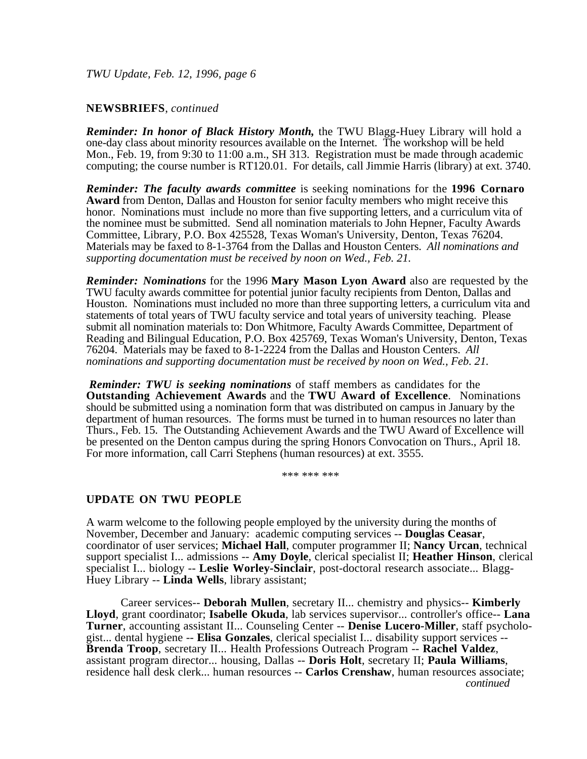## NEWSBRIEFS, *continued*

***Reminder: In honor of Black History Month,*** the TWU Blagg-Huey Library will hold a one-day class about minority resources available on the Internet. The workshop will be held Mon., Feb. 19, from 9:30 to 11:00 a.m., SH 313. Registration must be made through academic computing; the course number is RT120.01. For details, call Jimmie Harris (library) at ext. 3740.

***Reminder: The faculty awards committee*** is seeking nominations for the **1996 Cornaro Award** from Denton, Dallas and Houston for senior faculty members who might receive this honor. Nominations must include no more than five supporting letters, and a curriculum vita of the nominee must be submitted. Send all nomination materials to John Hepner, Faculty Awards Committee, Library, P.O. Box 425528, Texas Woman's University, Denton, Texas 76204. Materials may be faxed to 8-1-3764 from the Dallas and Houston Centers. *All nominations and supporting documentation must be received by noon on Wed., Feb. 21.*

***Reminder: Nominations*** for the 1996 **Mary Mason Lyon Award** also are requested by the TWU faculty awards committee for potential junior faculty recipients from Denton, Dallas and Houston. Nominations must included no more than three supporting letters, a curriculum vita and statements of total years of TWU faculty service and total years of university teaching. Please submit all nomination materials to: Don Whitmore, Faculty Awards Committee, Department of Reading and Bilingual Education, P.O. Box 425769, Texas Woman's University, Denton, Texas 76204. Materials may be faxed to 8-1-2224 from the Dallas and Houston Centers. *All nominations and supporting documentation must be received by noon on Wed., Feb. 21.*

***Reminder: TWU is seeking nominations*** of staff members as candidates for the **Outstanding Achievement Awards** and the **TWU Award of Excellence**. Nominations should be submitted using a nomination form that was distributed on campus in January by the department of human resources. The forms must be turned in to human resources no later than Thurs., Feb. 15. The Outstanding Achievement Awards and the TWU Award of Excellence will be presented on the Denton campus during the spring Honors Convocation on Thurs., April 18. For more information, call Carri Stephens (human resources) at ext. 3555.

\*\*\* \*\*\* \*\*\*

## UPDATE ON TWU PEOPLE

A warm welcome to the following people employed by the university during the months of November, December and January: academic computing services -- **Douglas Ceasar**, coordinator of user services; **Michael Hall**, computer programmer II; **Nancy Urcan**, technical support specialist I... admissions -- **Amy Doyle**, clerical specialist II; **Heather Hinson**, clerical specialist I... biology -- **Leslie Worley-Sinclair**, post-doctoral research associate... Blagg-Huey Library -- **Linda Wells**, library assistant;

Career services-- **Deborah Mullen**, secretary II... chemistry and physics-- **Kimberly Lloyd**, grant coordinator; **Isabelle Okuda**, lab services supervisor... controller's office-- **Lana Turner**, accounting assistant II... Counseling Center -- **Denise Lucero-Miller**, staff psychologist... dental hygiene -- **Elisa Gonzales**, clerical specialist I... disability support services -- **Brenda Troop**, secretary II... Health Professions Outreach Program -- **Rachel Valdez**, assistant program director... housing, Dallas -- **Doris Holt**, secretary II; **Paula Williams**, residence hall desk clerk... human resources -- **Carlos Crenshaw**, human resources associate;

*continued*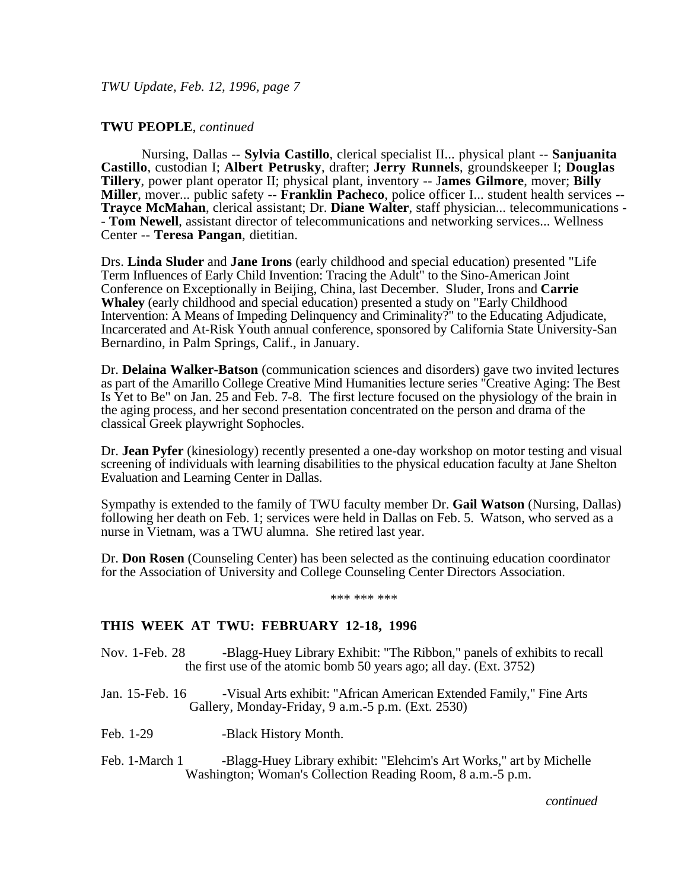**TWU PEOPLE**, *continued*

Nursing, Dallas -- **Sylvia Castillo**, clerical specialist II... physical plant -- **Sanjuanita Castillo**, custodian I; **Albert Petrusky**, drafter; **Jerry Runnels**, groundskeeper I; **Douglas Tillery**, power plant operator II; physical plant, inventory -- **James Gilmore**, mover; **Billy Miller**, mover... public safety -- **Franklin Pacheco**, police officer I... student health services -- **Trayce McMahan**, clerical assistant; Dr. **Diane Walter**, staff physician... telecommunications -- **Tom Newell**, assistant director of telecommunications and networking services... Wellness Center -- **Teresa Pangan**, dietitian.

Drs. **Linda Sluder** and **Jane Irons** (early childhood and special education) presented "Life Term Influences of Early Child Invention: Tracing the Adult" to the Sino-American Joint Conference on Exceptionally in Beijing, China, last December. Sluder, Irons and **Carrie Whaley** (early childhood and special education) presented a study on "Early Childhood Intervention: A Means of Impeding Delinquency and Criminality?" to the Educating Adjudicate, Incarcerated and At-Risk Youth annual conference, sponsored by California State University-San Bernardino, in Palm Springs, Calif., in January.

Dr. **Delaina Walker-Batson** (communication sciences and disorders) gave two invited lectures as part of the Amarillo College Creative Mind Humanities lecture series "Creative Aging: The Best Is Yet to Be" on Jan. 25 and Feb. 7-8. The first lecture focused on the physiology of the brain in the aging process, and her second presentation concentrated on the person and drama of the classical Greek playwright Sophocles.

Dr. **Jean Pyfer** (kinesiology) recently presented a one-day workshop on motor testing and visual screening of individuals with learning disabilities to the physical education faculty at Jane Shelton Evaluation and Learning Center in Dallas.

Sympathy is extended to the family of TWU faculty member Dr. **Gail Watson** (Nursing, Dallas) following her death on Feb. 1; services were held in Dallas on Feb. 5. Watson, who served as a nurse in Vietnam, was a TWU alumna. She retired last year.

Dr. **Don Rosen** (Counseling Center) has been selected as the continuing education coordinator for the Association of University and College Counseling Center Directors Association.

\*\*\* \*\*\* \*\*\*

## THIS WEEK AT TWU: FEBRUARY 12-18, 1996

Nov. 1-Feb. 28 -Blagg-Huey Library Exhibit: "The Ribbon," panels of exhibits to recall the first use of the atomic bomb 50 years ago; all day. (Ext. 3752)

Jan. 15-Feb. 16 -Visual Arts exhibit: "African American Extended Family," Fine Arts Gallery, Monday-Friday, 9 a.m.-5 p.m. (Ext. 2530)

Feb. 1-29 -Black History Month.

Feb. 1-March 1 -Blagg-Huey Library exhibit: "Elehcim's Art Works," art by Michelle Washington; Woman's Collection Reading Room, 8 a.m.-5 p.m.

*continued*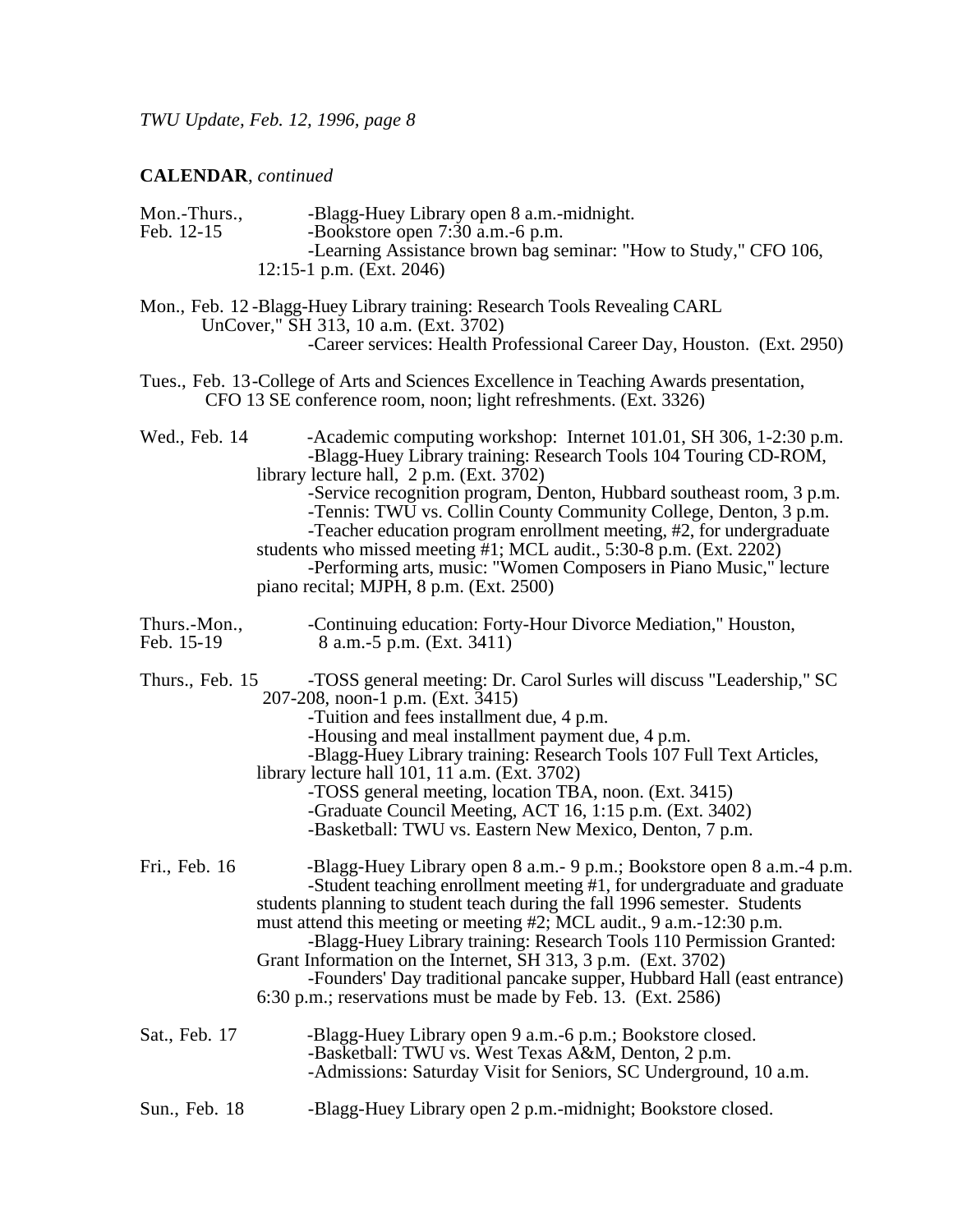**CALENDAR**, *continued*

**Mon.-Thurs., Feb. 12-15**

- Blagg-Huey Library open 8 a.m.-midnight.
- Bookstore open 7:30 a.m.-6 p.m.
- Learning Assistance brown bag seminar: "How to Study," CFO 106, 12:15-1 p.m. (Ext. 2046)

**Mon., Feb. 12**

- Blagg-Huey Library training: Research Tools Revealing CARL UnCover," SH 313, 10 a.m. (Ext. 3702)
- Career services: Health Professional Career Day, Houston. (Ext. 2950)

**Tues., Feb. 13**

- College of Arts and Sciences Excellence in Teaching Awards presentation, CFO 13 SE conference room, noon; light refreshments. (Ext. 3326)

**Wed., Feb. 14**

- Academic computing workshop: Internet 101.01, SH 306, 1-2:30 p.m.
- Blagg-Huey Library training: Research Tools 104 Touring CD-ROM, library lecture hall, 2 p.m. (Ext. 3702)
- Service recognition program, Denton, Hubbard southeast room, 3 p.m.
- Tennis: TWU vs. Collin County Community College, Denton, 3 p.m.
- Teacher education program enrollment meeting, #2, for undergraduate students who missed meeting #1; MCL audit., 5:30-8 p.m. (Ext. 2202)
- Performing arts, music: "Women Composers in Piano Music," lecture piano recital; MJPH, 8 p.m. (Ext. 2500)

**Thurs.-Mon., Feb. 15-19**

- Continuing education: Forty-Hour Divorce Mediation," Houston, 8 a.m.-5 p.m. (Ext. 3411)

**Thurs., Feb. 15**

- TOSS general meeting: Dr. Carol Surles will discuss "Leadership," SC 207-208, noon-1 p.m. (Ext. 3415)
- Tuition and fees installment due, 4 p.m.
- Housing and meal installment payment due, 4 p.m.
- Blagg-Huey Library training: Research Tools 107 Full Text Articles, library lecture hall 101, 11 a.m. (Ext. 3702)
- TOSS general meeting, location TBA, noon. (Ext. 3415)
- Graduate Council Meeting, ACT 16, 1:15 p.m. (Ext. 3402)
- Basketball: TWU vs. Eastern New Mexico, Denton, 7 p.m.

**Fri., Feb. 16**

- Blagg-Huey Library open 8 a.m.- 9 p.m.; Bookstore open 8 a.m.-4 p.m.
- Student teaching enrollment meeting #1, for undergraduate and graduate students planning to student teach during the fall 1996 semester. Students must attend this meeting or meeting #2; MCL audit., 9 a.m.-12:30 p.m.
- Blagg-Huey Library training: Research Tools 110 Permission Granted: Grant Information on the Internet, SH 313, 3 p.m. (Ext. 3702)
- Founders' Day traditional pancake supper, Hubbard Hall (east entrance) 6:30 p.m.; reservations must be made by Feb. 13. (Ext. 2586)

**Sat., Feb. 17**

- Blagg-Huey Library open 9 a.m.-6 p.m.; Bookstore closed.
- Basketball: TWU vs. West Texas A&M, Denton, 2 p.m.
- Admissions: Saturday Visit for Seniors, SC Underground, 10 a.m.

**Sun., Feb. 18**

- Blagg-Huey Library open 2 p.m.-midnight; Bookstore closed.